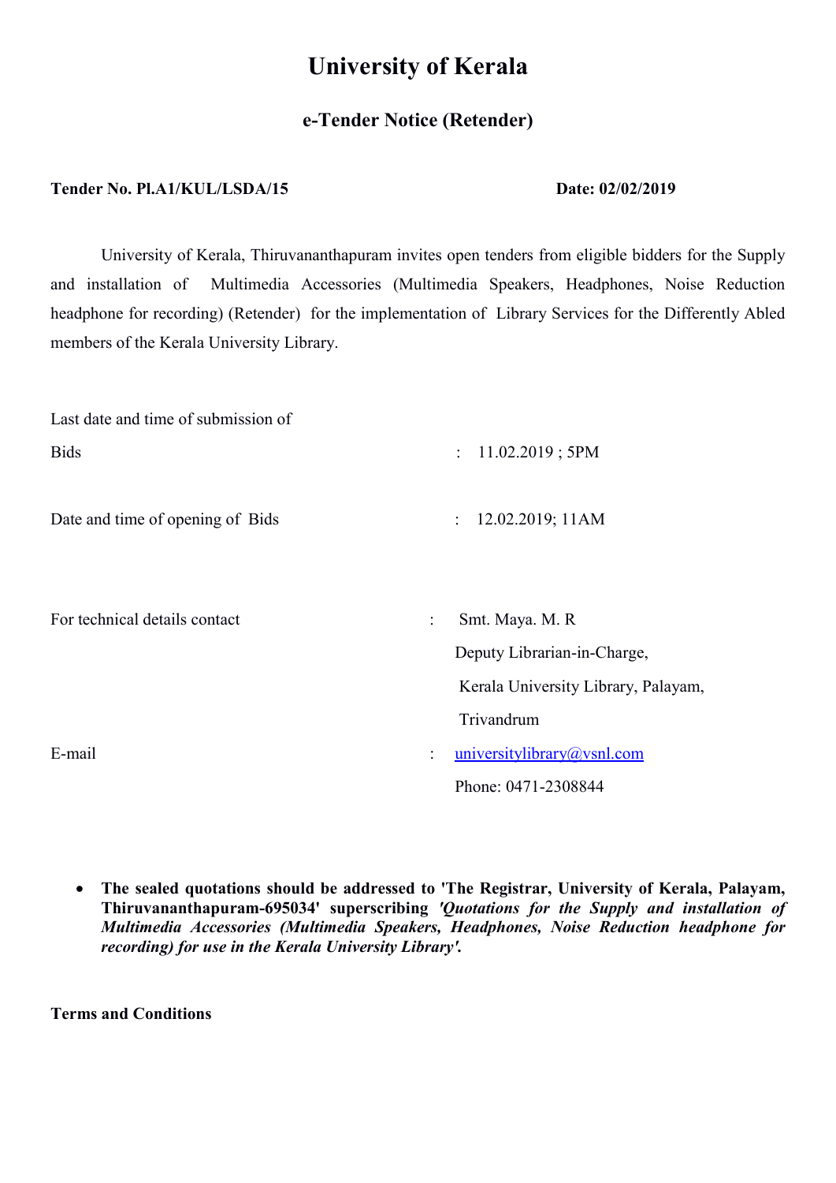# University of Kerala

## e-Tender Notice (Retender)

**Tender No. Pl.A1/KUL/LSDA/15** **Date: 02/02/2019**

University of Kerala, Thiruvananthapuram invites open tenders from eligible bidders for the Supply and installation of Multimedia Accessories (Multimedia Speakers, Headphones, Noise Reduction headphone for recording) (Retender) for the implementation of Library Services for the Differently Abled members of the Kerala University Library.

| | | |
|---|---|---|
| Last date and time of submission of Bids | : | 11.02.2019 ; 5PM |
| Date and time of opening of Bids | : | 12.02.2019; 11AM |
| For technical details contact | : | Smt. Maya. M. R<br>Deputy Librarian-in-Charge,<br>Kerala University Library, Palayam,<br>Trivandrum |
| E-mail | : | universitylibrary@vsnl.com<br>Phone: 0471-2308844 |

- **The sealed quotations should be addressed to 'The Registrar, University of Kerala, Palayam, Thiruvananthapuram-695034' superscribing *'Quotations for the Supply and installation of Multimedia Accessories (Multimedia Speakers, Headphones, Noise Reduction headphone for recording) for use in the Kerala University Library'.***

**Terms and Conditions**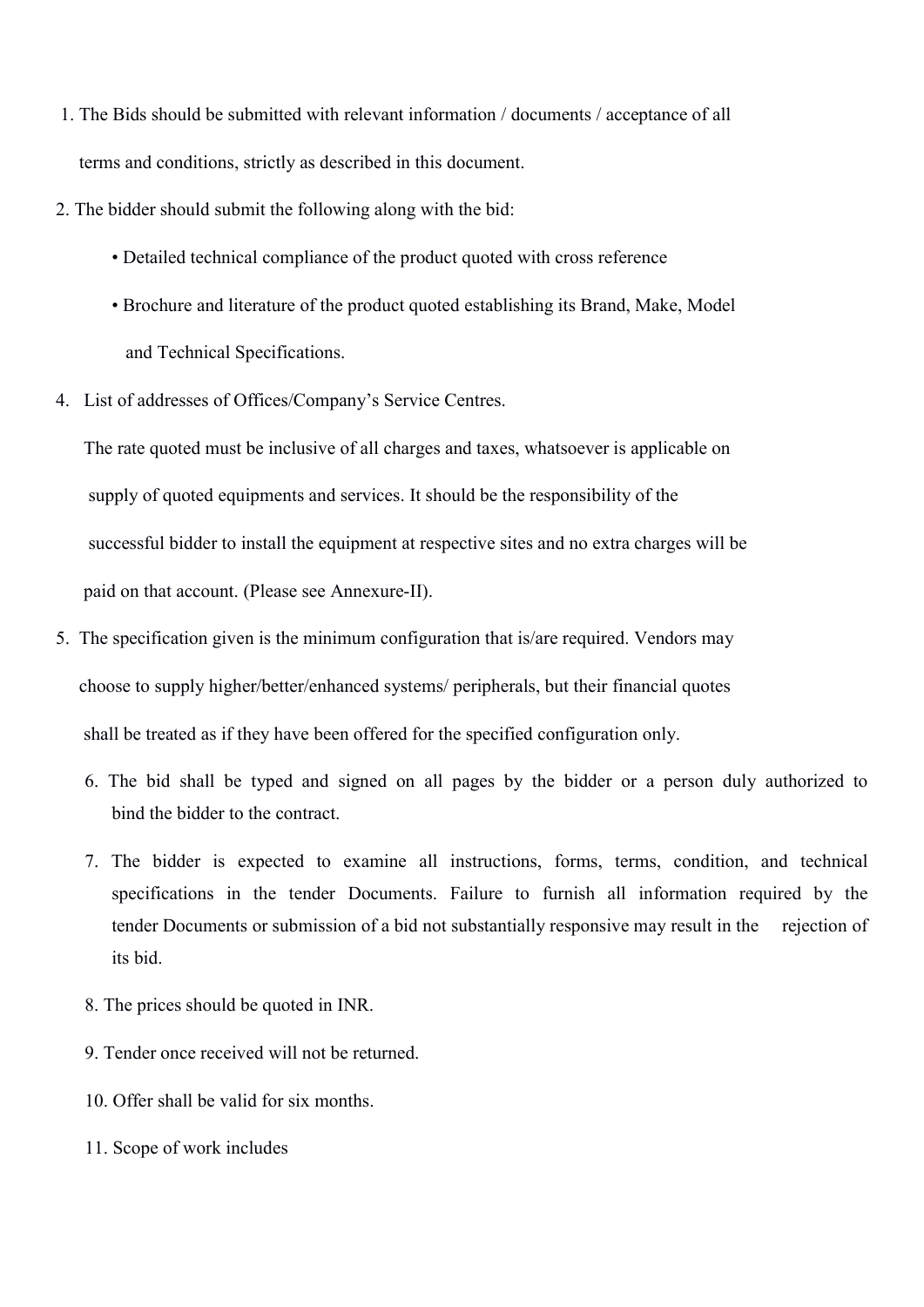1. The Bids should be submitted with relevant information / documents / acceptance of all terms and conditions, strictly as described in this document.

2. The bidder should submit the following along with the bid:

   • Detailed technical compliance of the product quoted with cross reference

   • Brochure and literature of the product quoted establishing its Brand, Make, Model and Technical Specifications.

4. List of addresses of Offices/Company's Service Centres.

   The rate quoted must be inclusive of all charges and taxes, whatsoever is applicable on supply of quoted equipments and services. It should be the responsibility of the successful bidder to install the equipment at respective sites and no extra charges will be paid on that account. (Please see Annexure-II).

5. The specification given is the minimum configuration that is/are required. Vendors may choose to supply higher/better/enhanced systems/ peripherals, but their financial quotes shall be treated as if they have been offered for the specified configuration only.

6. The bid shall be typed and signed on all pages by the bidder or a person duly authorized to bind the bidder to the contract.

7. The bidder is expected to examine all instructions, forms, terms, condition, and technical specifications in the tender Documents. Failure to furnish all information required by the tender Documents or submission of a bid not substantially responsive may result in the rejection of its bid.

8. The prices should be quoted in INR.

9. Tender once received will not be returned.

10. Offer shall be valid for six months.

11. Scope of work includes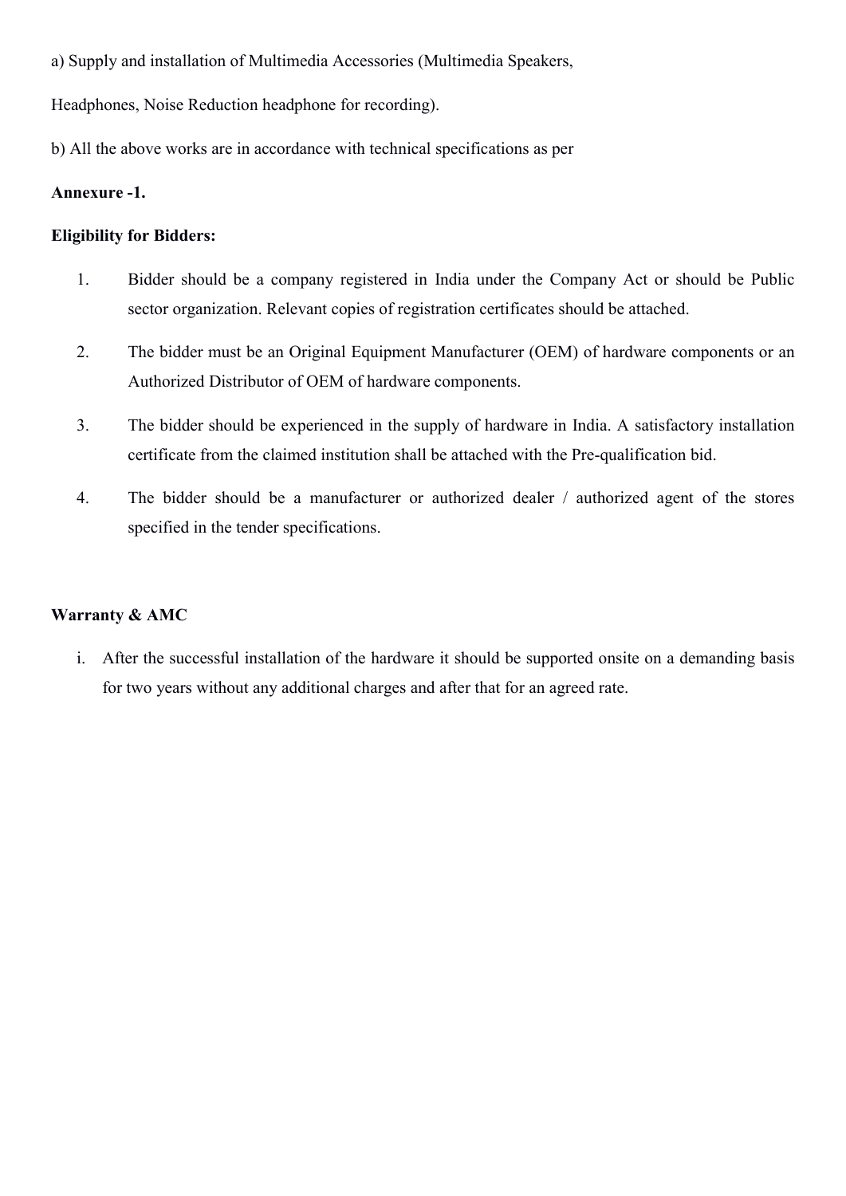a) Supply and installation of Multimedia Accessories (Multimedia Speakers,

Headphones, Noise Reduction headphone for recording).

b) All the above works are in accordance with technical specifications as per

**Annexure -1.**

**Eligibility for Bidders:**

1. Bidder should be a company registered in India under the Company Act or should be Public sector organization. Relevant copies of registration certificates should be attached.
2. The bidder must be an Original Equipment Manufacturer (OEM) of hardware components or an Authorized Distributor of OEM of hardware components.
3. The bidder should be experienced in the supply of hardware in India. A satisfactory installation certificate from the claimed institution shall be attached with the Pre-qualification bid.
4. The bidder should be a manufacturer or authorized dealer / authorized agent of the stores specified in the tender specifications.

**Warranty & AMC**

i. After the successful installation of the hardware it should be supported onsite on a demanding basis for two years without any additional charges and after that for an agreed rate.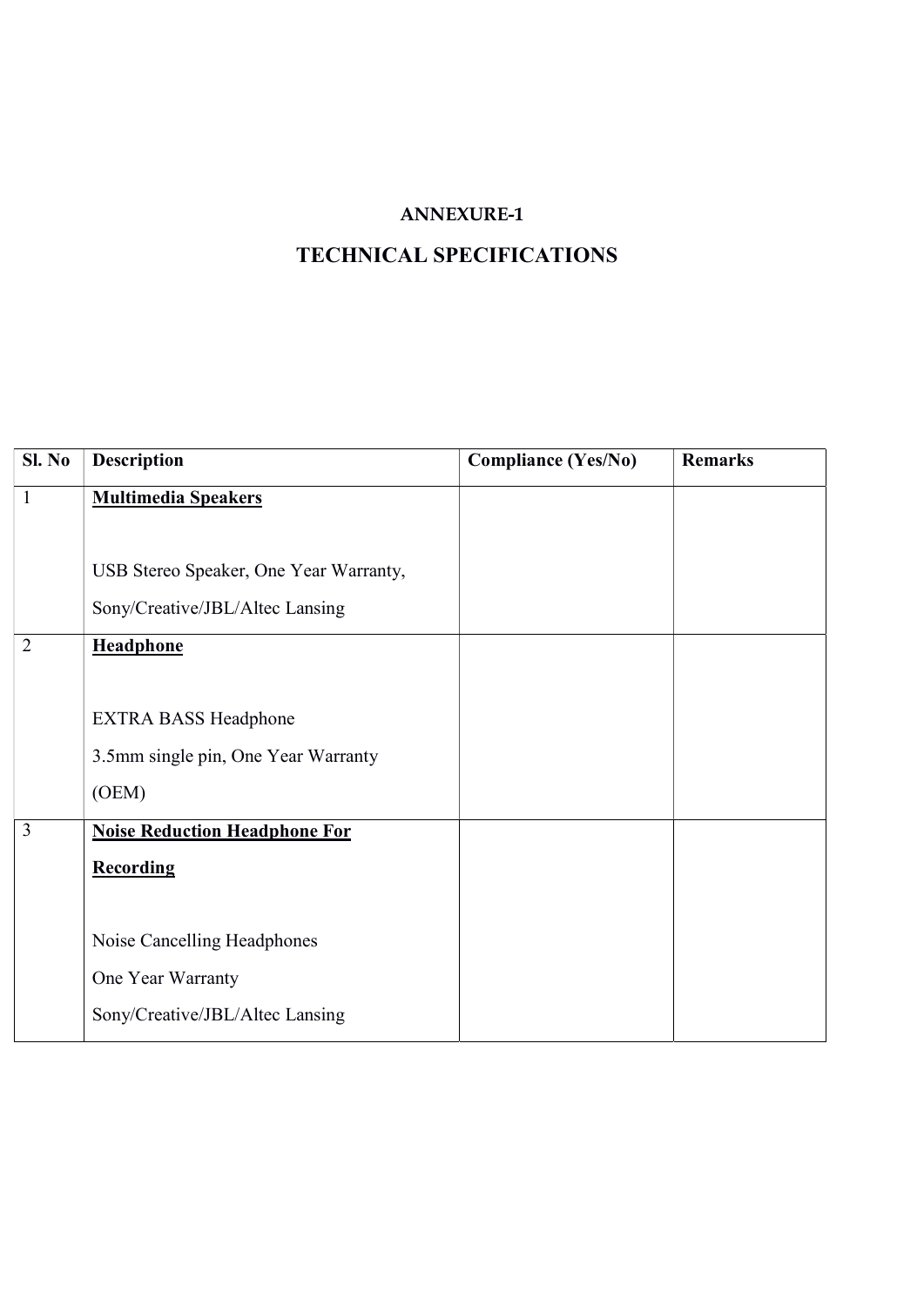## ANNEXURE-1

# TECHNICAL SPECIFICATIONS

| Sl. No | Description | Compliance (Yes/No) | Remarks |
|---|---|---|---|
| 1 | **Multimedia Speakers**<br><br>USB Stereo Speaker, One Year Warranty,<br>Sony/Creative/JBL/Altec Lansing | | |
| 2 | **Headphone**<br><br>EXTRA BASS Headphone<br>3.5mm single pin, One Year Warranty<br>(OEM) | | |
| 3 | **Noise Reduction Headphone For Recording**<br><br>Noise Cancelling Headphones<br>One Year Warranty<br>Sony/Creative/JBL/Altec Lansing | | |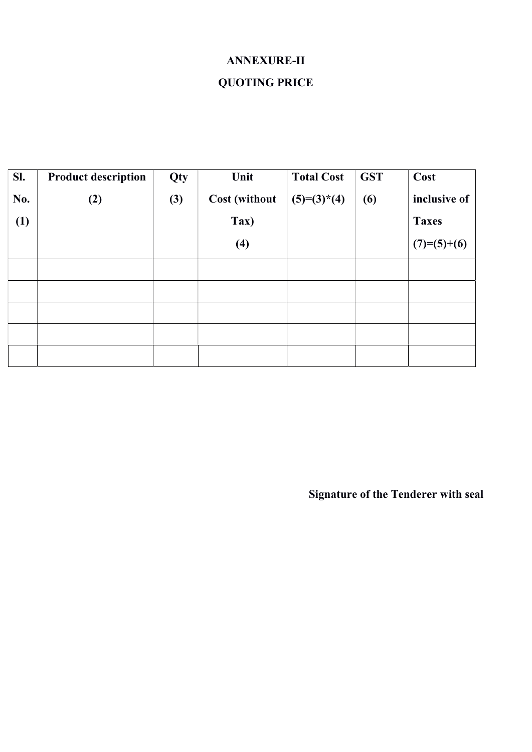## ANNEXURE-II

## QUOTING PRICE

| Sl. No. (1) | Product description (2) | Qty (3) | Unit Cost (without Tax) (4) | Total Cost (5)=(3)*(4) | GST (6) | Cost inclusive of Taxes (7)=(5)+(6) |
|---|---|---|---|---|---|---|
| | | | | | | |
| | | | | | | |
| | | | | | | |
| | | | | | | |
| | | | | | | |

**Signature of the Tenderer with seal**